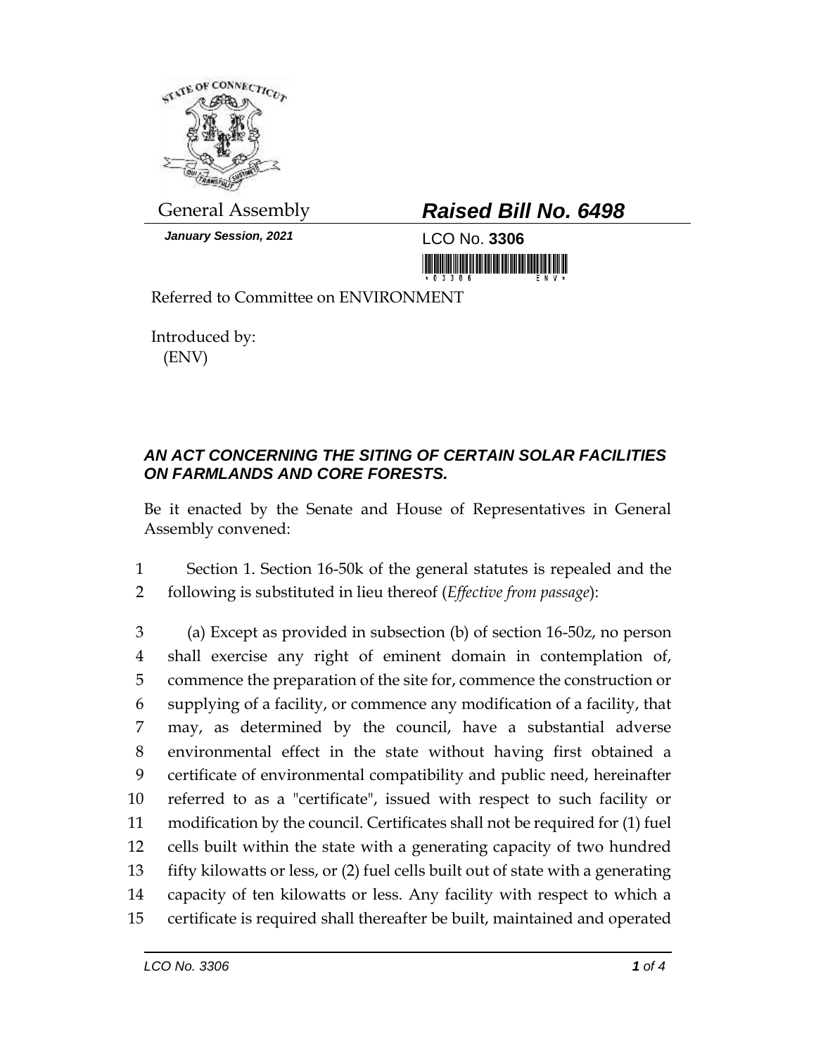General Assembly

**January Session, 2021**

## *Raised Bill No. 6498*

LCO No. **3306**

Referred to Committee on ENVIRONMENT

Introduced by:
(ENV)

### *AN ACT CONCERNING THE SITING OF CERTAIN SOLAR FACILITIES ON FARMLANDS AND CORE FORESTS.*

Be it enacted by the Senate and House of Representatives in General Assembly convened:

1 Section 1. Section 16-50k of the general statutes is repealed and the
2 following is substituted in lieu thereof (*Effective from passage*):

3 (a) Except as provided in subsection (b) of section 16-50z, no person
4 shall exercise any right of eminent domain in contemplation of,
5 commence the preparation of the site for, commence the construction or
6 supplying of a facility, or commence any modification of a facility, that
7 may, as determined by the council, have a substantial adverse
8 environmental effect in the state without having first obtained a
9 certificate of environmental compatibility and public need, hereinafter
10 referred to as a "certificate", issued with respect to such facility or
11 modification by the council. Certificates shall not be required for (1) fuel
12 cells built within the state with a generating capacity of two hundred
13 fifty kilowatts or less, or (2) fuel cells built out of state with a generating
14 capacity of ten kilowatts or less. Any facility with respect to which a
15 certificate is required shall thereafter be built, maintained and operated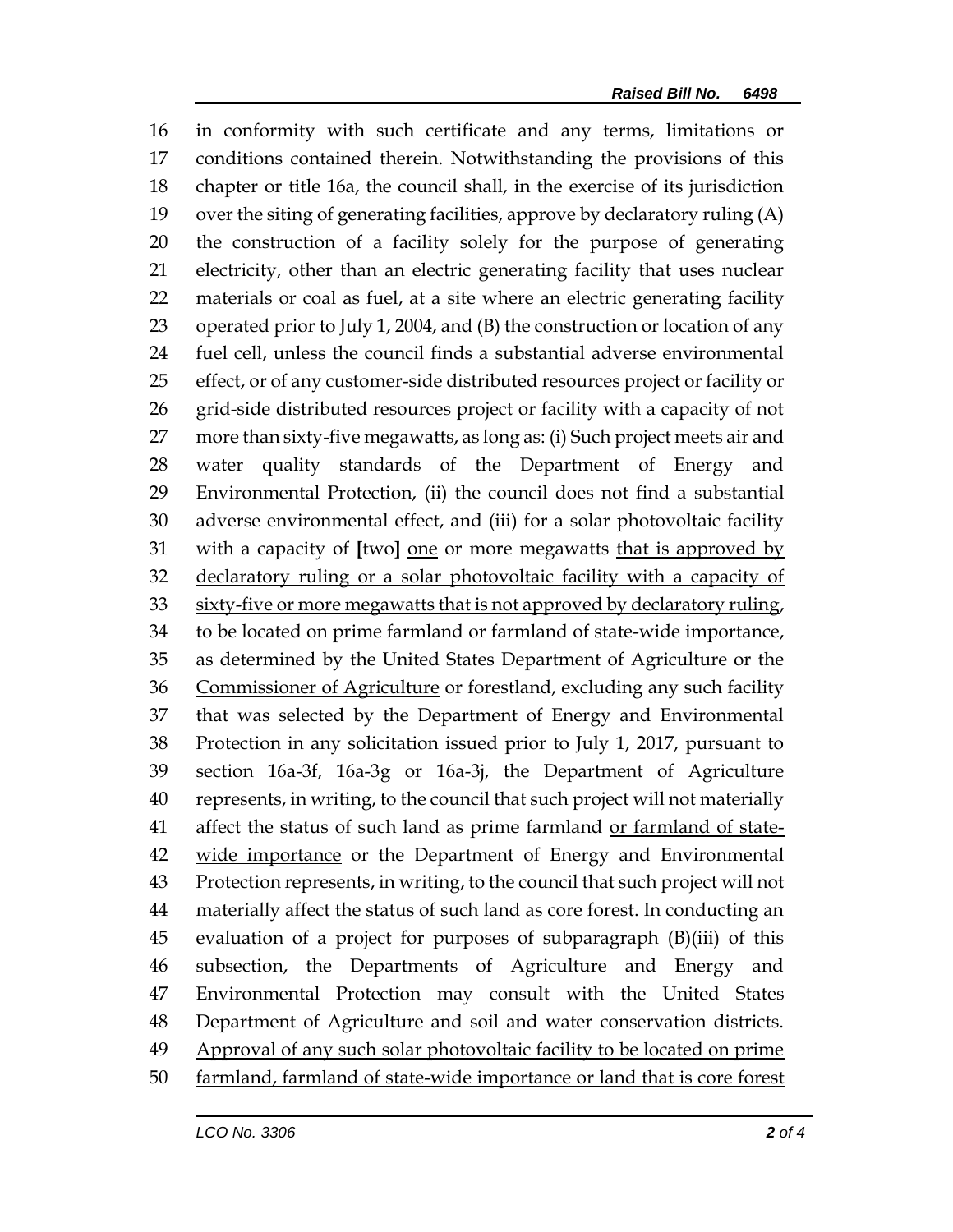in conformity with such certificate and any terms, limitations or conditions contained therein. Notwithstanding the provisions of this chapter or title 16a, the council shall, in the exercise of its jurisdiction over the siting of generating facilities, approve by declaratory ruling (A) the construction of a facility solely for the purpose of generating electricity, other than an electric generating facility that uses nuclear materials or coal as fuel, at a site where an electric generating facility operated prior to July 1, 2004, and (B) the construction or location of any fuel cell, unless the council finds a substantial adverse environmental effect, or of any customer-side distributed resources project or facility or grid-side distributed resources project or facility with a capacity of not more than sixty-five megawatts, as long as: (i) Such project meets air and water quality standards of the Department of Energy and Environmental Protection, (ii) the council does not find a substantial adverse environmental effect, and (iii) for a solar photovoltaic facility with a capacity of [two] <u>one</u> or more megawatts <u>that is approved by declaratory ruling or a solar photovoltaic facility with a capacity of sixty-five or more megawatts that is not approved by declaratory ruling</u>, to be located on prime farmland <u>or farmland of state-wide importance, as determined by the United States Department of Agriculture or the Commissioner of Agriculture</u> or forestland, excluding any such facility that was selected by the Department of Energy and Environmental Protection in any solicitation issued prior to July 1, 2017, pursuant to section 16a-3f, 16a-3g or 16a-3j, the Department of Agriculture represents, in writing, to the council that such project will not materially affect the status of such land as prime farmland <u>or farmland of state-wide importance</u> or the Department of Energy and Environmental Protection represents, in writing, to the council that such project will not materially affect the status of such land as core forest. In conducting an evaluation of a project for purposes of subparagraph (B)(iii) of this subsection, the Departments of Agriculture and Energy and Environmental Protection may consult with the United States Department of Agriculture and soil and water conservation districts. <u>Approval of any such solar photovoltaic facility to be located on prime farmland, farmland of state-wide importance or land that is core forest</u>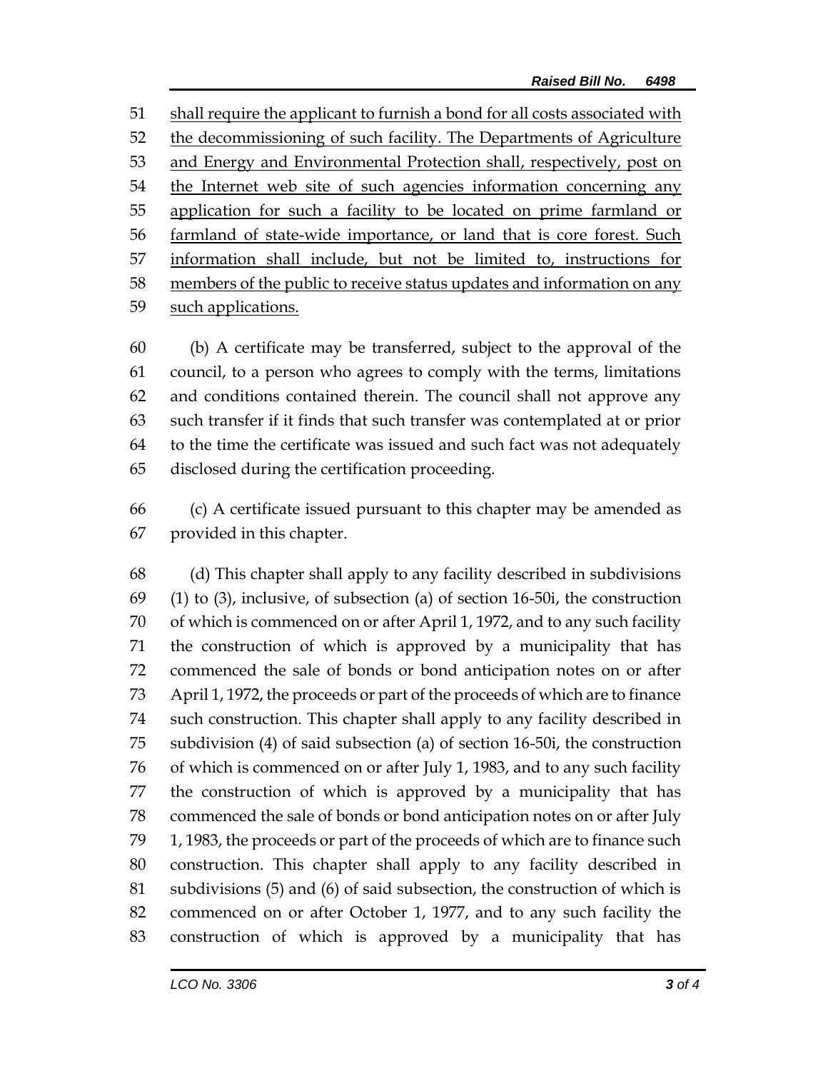shall require the applicant to furnish a bond for all costs associated with the decommissioning of such facility. The Departments of Agriculture and Energy and Environmental Protection shall, respectively, post on the Internet web site of such agencies information concerning any application for such a facility to be located on prime farmland or farmland of state-wide importance, or land that is core forest. Such information shall include, but not be limited to, instructions for members of the public to receive status updates and information on any such applications.

(b) A certificate may be transferred, subject to the approval of the council, to a person who agrees to comply with the terms, limitations and conditions contained therein. The council shall not approve any such transfer if it finds that such transfer was contemplated at or prior to the time the certificate was issued and such fact was not adequately disclosed during the certification proceeding.

(c) A certificate issued pursuant to this chapter may be amended as provided in this chapter.

(d) This chapter shall apply to any facility described in subdivisions (1) to (3), inclusive, of subsection (a) of section 16-50i, the construction of which is commenced on or after April 1, 1972, and to any such facility the construction of which is approved by a municipality that has commenced the sale of bonds or bond anticipation notes on or after April 1, 1972, the proceeds or part of the proceeds of which are to finance such construction. This chapter shall apply to any facility described in subdivision (4) of said subsection (a) of section 16-50i, the construction of which is commenced on or after July 1, 1983, and to any such facility the construction of which is approved by a municipality that has commenced the sale of bonds or bond anticipation notes on or after July 1, 1983, the proceeds or part of the proceeds of which are to finance such construction. This chapter shall apply to any facility described in subdivisions (5) and (6) of said subsection, the construction of which is commenced on or after October 1, 1977, and to any such facility the construction of which is approved by a municipality that has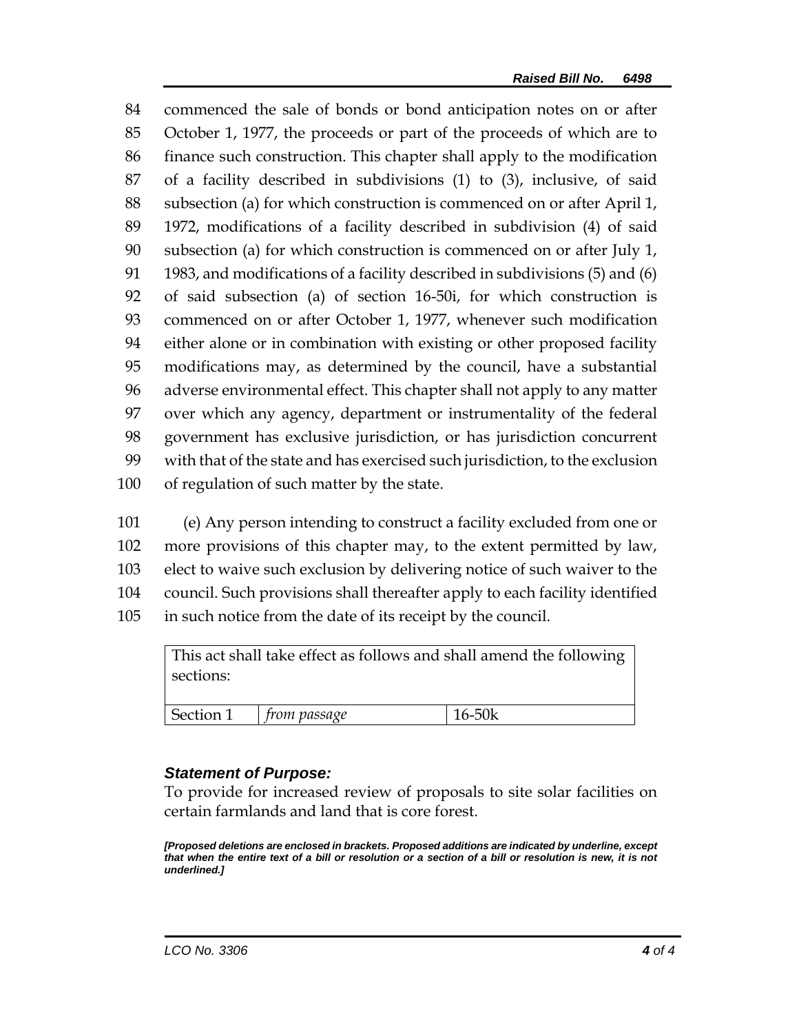commenced the sale of bonds or bond anticipation notes on or after October 1, 1977, the proceeds or part of the proceeds of which are to finance such construction. This chapter shall apply to the modification of a facility described in subdivisions (1) to (3), inclusive, of said subsection (a) for which construction is commenced on or after April 1, 1972, modifications of a facility described in subdivision (4) of said subsection (a) for which construction is commenced on or after July 1, 1983, and modifications of a facility described in subdivisions (5) and (6) of said subsection (a) of section 16-50i, for which construction is commenced on or after October 1, 1977, whenever such modification either alone or in combination with existing or other proposed facility modifications may, as determined by the council, have a substantial adverse environmental effect. This chapter shall not apply to any matter over which any agency, department or instrumentality of the federal government has exclusive jurisdiction, or has jurisdiction concurrent with that of the state and has exercised such jurisdiction, to the exclusion of regulation of such matter by the state.

(e) Any person intending to construct a facility excluded from one or more provisions of this chapter may, to the extent permitted by law, elect to waive such exclusion by delivering notice of such waiver to the council. Such provisions shall thereafter apply to each facility identified in such notice from the date of its receipt by the council.

| This act shall take effect as follows and shall amend the following sections: | | |
|---|---|---|
| Section 1 | *from passage* | 16-50k |

### *Statement of Purpose:*

To provide for increased review of proposals to site solar facilities on certain farmlands and land that is core forest.

***[Proposed deletions are enclosed in brackets. Proposed additions are indicated by underline, except that when the entire text of a bill or resolution or a section of a bill or resolution is new, it is not underlined.]***